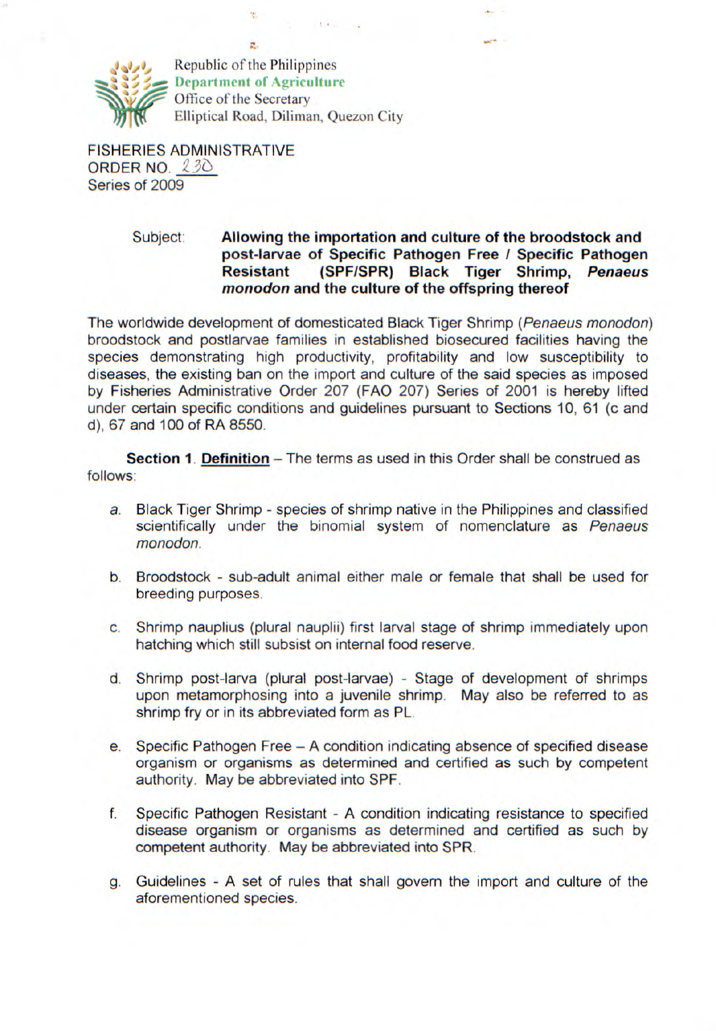Republic of the Philippines
Department of Agriculture
Office of the Secretary
Elliptical Road, Diliman, Quezon City

FISHERIES ADMINISTRATIVE ORDER NO. 230
Series of 2009

Subject: **Allowing the importation and culture of the broodstock and post-larvae of Specific Pathogen Free / Specific Pathogen Resistant (SPF/SPR) Black Tiger Shrimp, *Penaeus monodon* and the culture of the offspring thereof**

The worldwide development of domesticated Black Tiger Shrimp (*Penaeus monodon*) broodstock and postlarvae families in established biosecured facilities having the species demonstrating high productivity, profitability and low susceptibility to diseases, the existing ban on the import and culture of the said species as imposed by Fisheries Administrative Order 207 (FAO 207) Series of 2001 is hereby lifted under certain specific conditions and guidelines pursuant to Sections 10, 61 (c and d), 67 and 100 of RA 8550.

**Section 1**. **Definition** – The terms as used in this Order shall be construed as follows:

a. Black Tiger Shrimp - species of shrimp native in the Philippines and classified scientifically under the binomial system of nomenclature as *Penaeus monodon*.

b. Broodstock - sub-adult animal either male or female that shall be used for breeding purposes.

c. Shrimp nauplius (plural nauplii) first larval stage of shrimp immediately upon hatching which still subsist on internal food reserve.

d. Shrimp post-larva (plural post-larvae) - Stage of development of shrimps upon metamorphosing into a juvenile shrimp. May also be referred to as shrimp fry or in its abbreviated form as PL.

e. Specific Pathogen Free – A condition indicating absence of specified disease organism or organisms as determined and certified as such by competent authority. May be abbreviated into SPF.

f. Specific Pathogen Resistant - A condition indicating resistance to specified disease organism or organisms as determined and certified as such by competent authority. May be abbreviated into SPR.

g. Guidelines - A set of rules that shall govern the import and culture of the aforementioned species.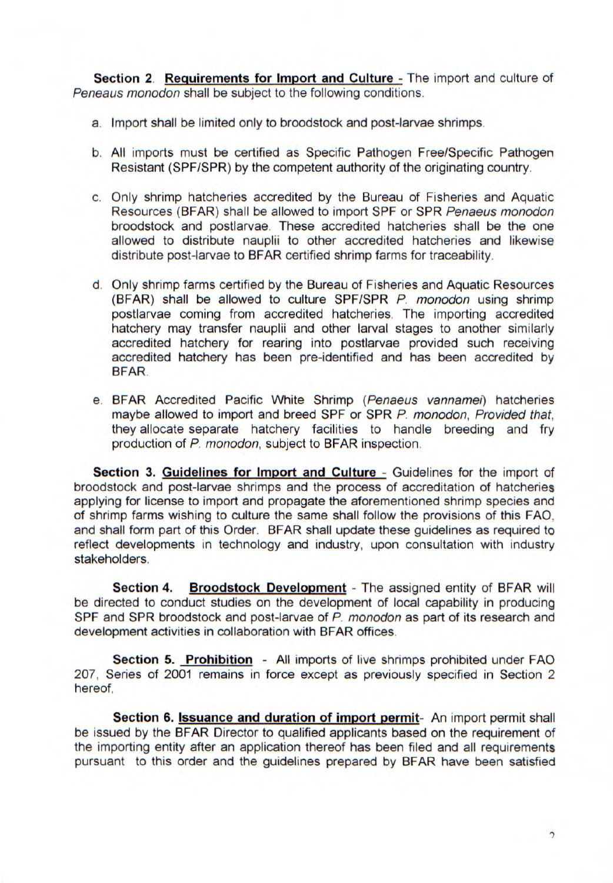**Section 2**. <u>**Requirements for Import and Culture**</u> - The import and culture of *Peneaus monodon* shall be subject to the following conditions.

a. Import shall be limited only to broodstock and post-larvae shrimps.

b. All imports must be certified as Specific Pathogen Free/Specific Pathogen Resistant (SPF/SPR) by the competent authority of the originating country.

c. Only shrimp hatcheries accredited by the Bureau of Fisheries and Aquatic Resources (BFAR) shall be allowed to import SPF or SPR *Penaeus monodon* broodstock and postlarvae. These accredited hatcheries shall be the one allowed to distribute nauplii to other accredited hatcheries and likewise distribute post-larvae to BFAR certified shrimp farms for traceability.

d. Only shrimp farms certified by the Bureau of Fisheries and Aquatic Resources (BFAR) shall be allowed to culture SPF/SPR *P. monodon* using shrimp postlarvae coming from accredited hatcheries. The importing accredited hatchery may transfer nauplii and other larval stages to another similarly accredited hatchery for rearing into postlarvae provided such receiving accredited hatchery has been pre-identified and has been accredited by BFAR.

e. BFAR Accredited Pacific White Shrimp (*Penaeus vannamei*) hatcheries maybe allowed to import and breed SPF or SPR *P. monodon*, *Provided that*, they allocate separate hatchery facilities to handle breeding and fry production of *P. monodon*, subject to BFAR inspection.

**Section 3.** <u>**Guidelines for Import and Culture**</u> - Guidelines for the import of broodstock and post-larvae shrimps and the process of accreditation of hatcheries applying for license to import and propagate the aforementioned shrimp species and of shrimp farms wishing to culture the same shall follow the provisions of this FAO, and shall form part of this Order. BFAR shall update these guidelines as required to reflect developments in technology and industry, upon consultation with industry stakeholders.

**Section 4.** <u>**Broodstock Development**</u> - The assigned entity of BFAR will be directed to conduct studies on the development of local capability in producing SPF and SPR broodstock and post-larvae of *P. monodon* as part of its research and development activities in collaboration with BFAR offices.

**Section 5.** <u>**Prohibition**</u> - All imports of live shrimps prohibited under FAO 207, Series of 2001 remains in force except as previously specified in Section 2 hereof.

**Section 6.** <u>**Issuance and duration of import permit**</u>- An import permit shall be issued by the BFAR Director to qualified applicants based on the requirement of the importing entity after an application thereof has been filed and all requirements pursuant to this order and the guidelines prepared by BFAR have been satisfied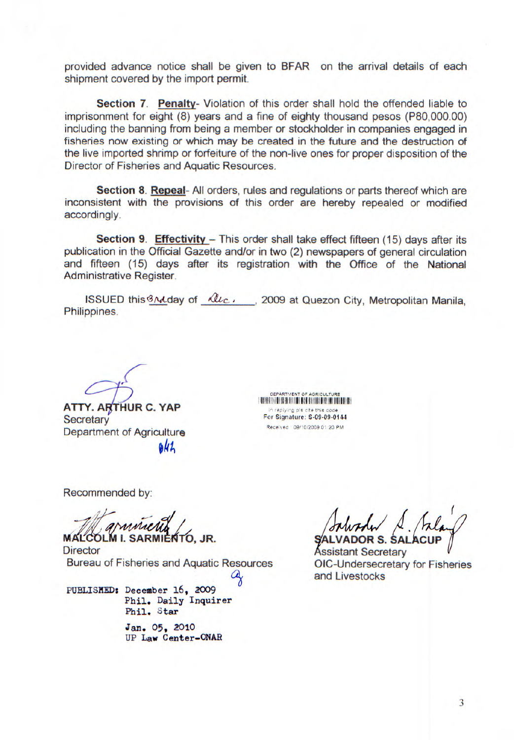provided advance notice shall be given to BFAR on the arrival details of each shipment covered by the import permit.

**Section 7**. **Penalty**- Violation of this order shall hold the offended liable to imprisonment for eight (8) years and a fine of eighty thousand pesos (P80,000.00) including the banning from being a member or stockholder in companies engaged in fisheries now existing or which may be created in the future and the destruction of the live imported shrimp or forfeiture of the non-live ones for proper disposition of the Director of Fisheries and Aquatic Resources.

**Section 8**. **Repeal**- All orders, rules and regulations or parts thereof which are inconsistent with the provisions of this order are hereby repealed or modified accordingly.

**Section 9**. **Effectivity** – This order shall take effect fifteen (15) days after its publication in the Official Gazette and/or in two (2) newspapers of general circulation and fifteen (15) days after its registration with the Office of the National Administrative Register.

ISSUED this 3rd day of Dec., 2009 at Quezon City, Metropolitan Manila, Philippines.

**ATTY. ARTHUR C. YAP**
Secretary
Department of Agriculture

042

DEPARTMENT OF AGRICULTURE
in replying pls cite this code:
For Signature: S-09-09-0144
Received : 09/10/2009 01:20 PM

Recommended by:

**MALCOLM I. SARMIENTO, JR.**
Director
Bureau of Fisheries and Aquatic Resources

**SALVADOR S. SALACUP**
Assistant Secretary
OIC-Undersecretary for Fisheries and Livestocks

PUBLISHED: December 16, 2009
Phil. Daily Inquirer
Phil. Star

Jan. 05, 2010
UP Law Center-ONAR